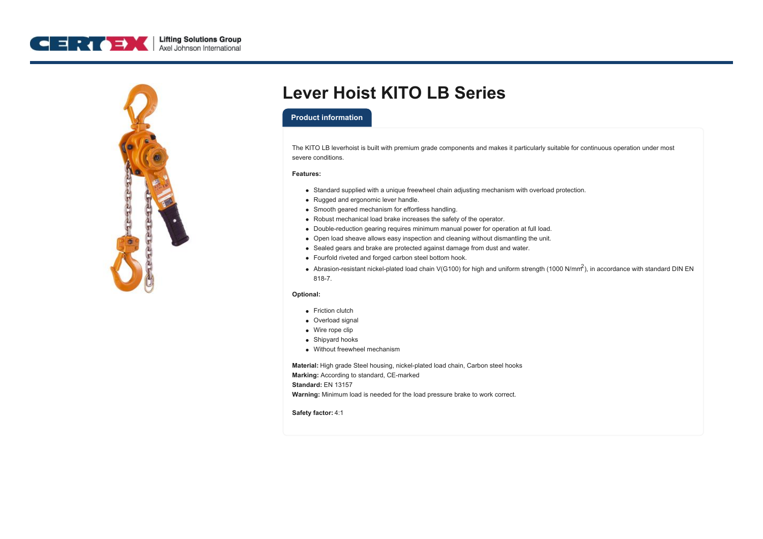# Lever Hoist KITO LB Series

## Product information

The KITO LB leverhoist is built with premium grade components and makes it particularly suitable for continuous operation under most severe conditions.

**Features:**

- Standard supplied with a unique freewheel chain adjusting mechanism with overload protection.
- Rugged and ergonomic lever handle.
- Smooth geared mechanism for effortless handling.
- Robust mechanical load brake increases the safety of the operator.
- Double-reduction gearing requires minimum manual power for operation at full load.
- Open load sheave allows easy inspection and cleaning without dismantling the unit.
- Sealed gears and brake are protected against damage from dust and water.
- Fourfold riveted and forged carbon steel bottom hook.
- Abrasion-resistant nickel-plated load chain V(G100) for high and uniform strength (1000 N/$mm^2$), in accordance with standard DIN EN 818-7.

**Optional:**

- Friction clutch
- Overload signal
- Wire rope clip
- Shipyard hooks
- Without freewheel mechanism

**Material:** High grade Steel housing, nickel-plated load chain, Carbon steel hooks
**Marking:** According to standard, CE-marked
**Standard:** EN 13157
**Warning:** Minimum load is needed for the load pressure brake to work correct.

**Safety factor:** 4:1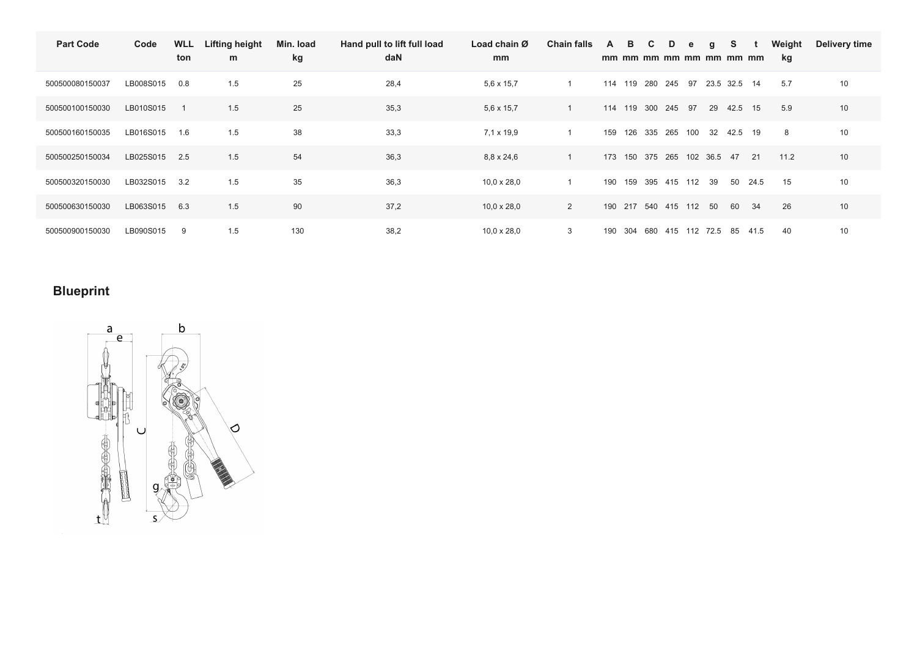| Part Code | Code | WLL ton | Lifting height m | Min. load kg | Hand pull to lift full load daN | Load chain Ø mm | Chain falls | A mm | B mm | C mm | D mm | e mm | g mm | S mm | t mm | Weight kg | Delivery time |
|---|---|---|---|---|---|---|---|---|---|---|---|---|---|---|---|---|---|
| 500500080150037 | LB008S015 | 0.8 | 1.5 | 25 | 28,4 | 5,6 x 15,7 | 1 | 114 | 119 | 280 | 245 | 97 | 23.5 | 32.5 | 14 | 5.7 | 10 |
| 500500100150030 | LB010S015 | 1 | 1.5 | 25 | 35,3 | 5,6 x 15,7 | 1 | 114 | 119 | 300 | 245 | 97 | 29 | 42.5 | 15 | 5.9 | 10 |
| 500500160150035 | LB016S015 | 1.6 | 1.5 | 38 | 33,3 | 7,1 x 19,9 | 1 | 159 | 126 | 335 | 265 | 100 | 32 | 42.5 | 19 | 8 | 10 |
| 500500250150034 | LB025S015 | 2.5 | 1.5 | 54 | 36,3 | 8,8 x 24,6 | 1 | 173 | 150 | 375 | 265 | 102 | 36.5 | 47 | 21 | 11.2 | 10 |
| 500500320150030 | LB032S015 | 3.2 | 1.5 | 35 | 36,3 | 10,0 x 28,0 | 1 | 190 | 159 | 395 | 415 | 112 | 39 | 50 | 24.5 | 15 | 10 |
| 500500630150030 | LB063S015 | 6.3 | 1.5 | 90 | 37,2 | 10,0 x 28,0 | 2 | 190 | 217 | 540 | 415 | 112 | 50 | 60 | 34 | 26 | 10 |
| 500500900150030 | LB090S015 | 9 | 1.5 | 130 | 38,2 | 10,0 x 28,0 | 3 | 190 | 304 | 680 | 415 | 112 | 72.5 | 85 | 41.5 | 40 | 10 |

## Blueprint

a
e
b
C
D
g
t
s